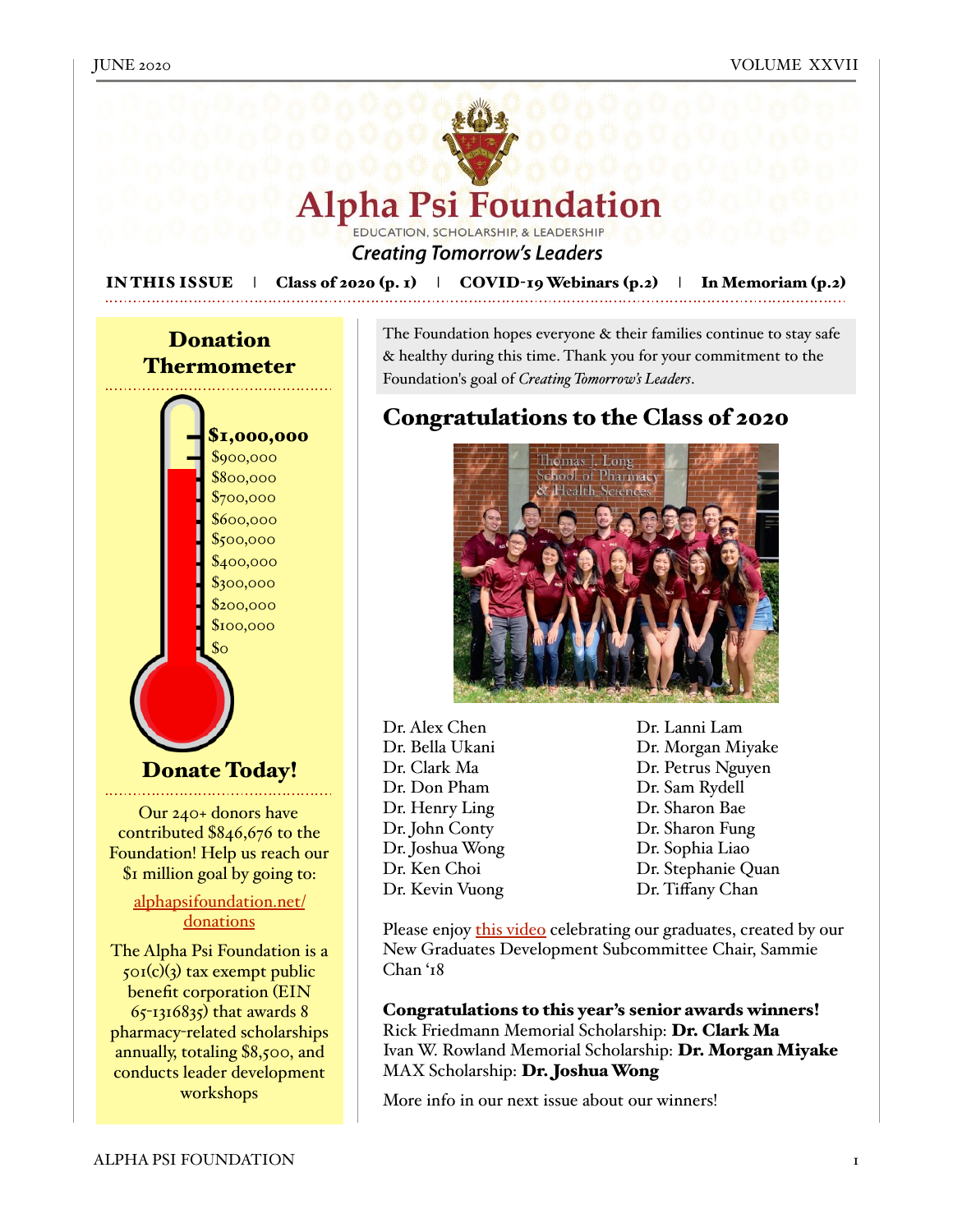# Alpha Psi Foundation

EDUCATION, SCHOLARSHIP, & LEADERSHIP

*Creating Tomorrow's Leaders*

**IN THIS ISSUE** | **Class of 2020 (p. 1)** | **COVID-19 Webinars (p.2)** | **In Memoriam (p.2)**

## Donation Thermometer

**$1,000,000**
$900,000
$800,000
$700,000
$600,000
$500,000
$400,000
$300,000
$200,000
$100,000
$0

## Donate Today!

Our 240+ donors have contributed $846,676 to the Foundation! Help us reach our $1 million goal by going to:

[alphapsifoundation.net/donations](alphapsifoundation.net/donations)

The Alpha Psi Foundation is a 501(c)(3) tax exempt public benefit corporation (EIN 65-1316835) that awards 8 pharmacy-related scholarships annually, totaling $8,500, and conducts leader development workshops

The Foundation hopes everyone & their families continue to stay safe & healthy during this time. Thank you for your commitment to the Foundation's goal of *Creating Tomorrow's Leaders*.

## Congratulations to the Class of 2020

Dr. Alex Chen
Dr. Bella Ukani
Dr. Clark Ma
Dr. Don Pham
Dr. Henry Ling
Dr. John Conty
Dr. Joshua Wong
Dr. Ken Choi
Dr. Kevin Vuong
Dr. Lanni Lam
Dr. Morgan Miyake
Dr. Petrus Nguyen
Dr. Sam Rydell
Dr. Sharon Bae
Dr. Sharon Fung
Dr. Sophia Liao
Dr. Stephanie Quan
Dr. Tiffany Chan

Please enjoy this video celebrating our graduates, created by our New Graduates Development Subcommittee Chair, Sammie Chan '18

**Congratulations to this year's senior awards winners!**
Rick Friedmann Memorial Scholarship: **Dr. Clark Ma**
Ivan W. Rowland Memorial Scholarship: **Dr. Morgan Miyake**
MAX Scholarship: **Dr. Joshua Wong**

More info in our next issue about our winners!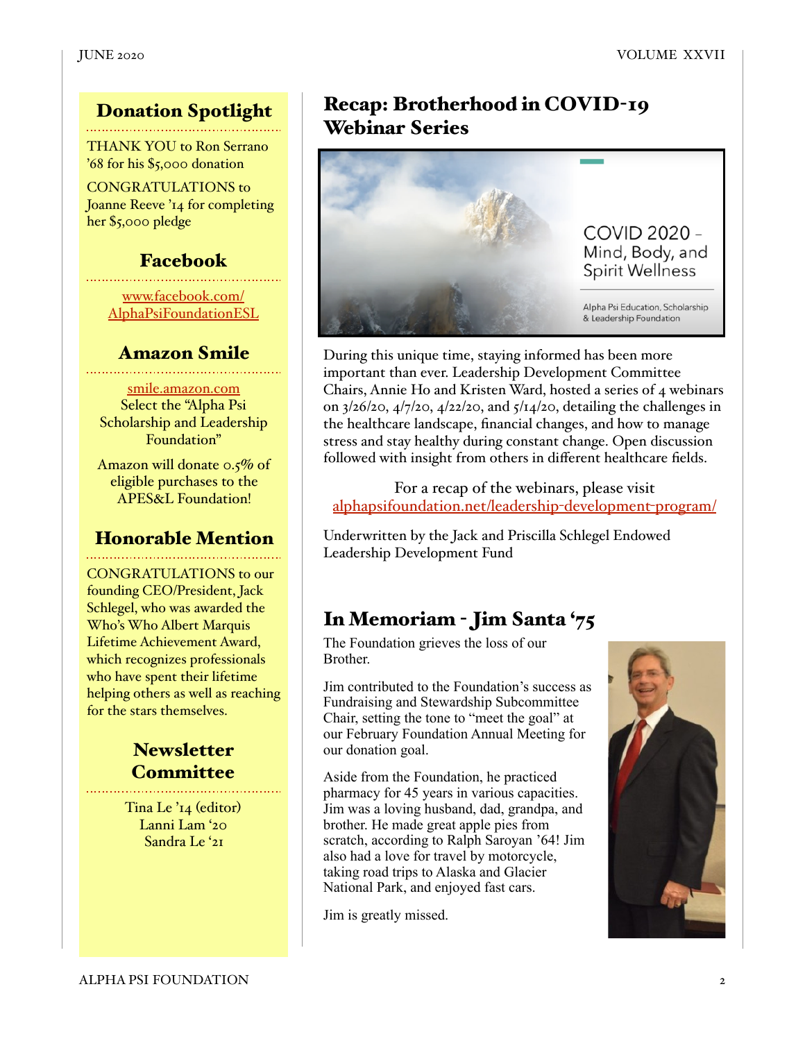## Donation Spotlight

THANK YOU to Ron Serrano '68 for his $5,000 donation

CONGRATULATIONS to Joanne Reeve '14 for completing her $5,000 pledge

## Facebook

www.facebook.com/AlphaPsiFoundationESL

## Amazon Smile

smile.amazon.com
Select the "Alpha Psi Scholarship and Leadership Foundation"

Amazon will donate 0.5% of eligible purchases to the APES&L Foundation!

## Honorable Mention

CONGRATULATIONS to our founding CEO/President, Jack Schlegel, who was awarded the Who's Who Albert Marquis Lifetime Achievement Award, which recognizes professionals who have spent their lifetime helping others as well as reaching for the stars themselves.

## Newsletter Committee

Tina Le '14 (editor)
Lanni Lam '20
Sandra Le '21

## Recap: Brotherhood in COVID-19 Webinar Series

COVID 2020 – Mind, Body, and Spirit Wellness

Alpha Psi Education, Scholarship & Leadership Foundation

During this unique time, staying informed has been more important than ever. Leadership Development Committee Chairs, Annie Ho and Kristen Ward, hosted a series of 4 webinars on 3/26/20, 4/7/20, 4/22/20, and 5/14/20, detailing the challenges in the healthcare landscape, financial changes, and how to manage stress and stay healthy during constant change. Open discussion followed with insight from others in different healthcare fields.

For a recap of the webinars, please visit alphapsifoundation.net/leadership-development-program/

Underwritten by the Jack and Priscilla Schlegel Endowed Leadership Development Fund

## In Memoriam - Jim Santa '75

The Foundation grieves the loss of our Brother.

Jim contributed to the Foundation's success as Fundraising and Stewardship Subcommittee Chair, setting the tone to "meet the goal" at our February Foundation Annual Meeting for our donation goal.

Aside from the Foundation, he practiced pharmacy for 45 years in various capacities. Jim was a loving husband, dad, grandpa, and brother. He made great apple pies from scratch, according to Ralph Saroyan '64! Jim also had a love for travel by motorcycle, taking road trips to Alaska and Glacier National Park, and enjoyed fast cars.

Jim is greatly missed.